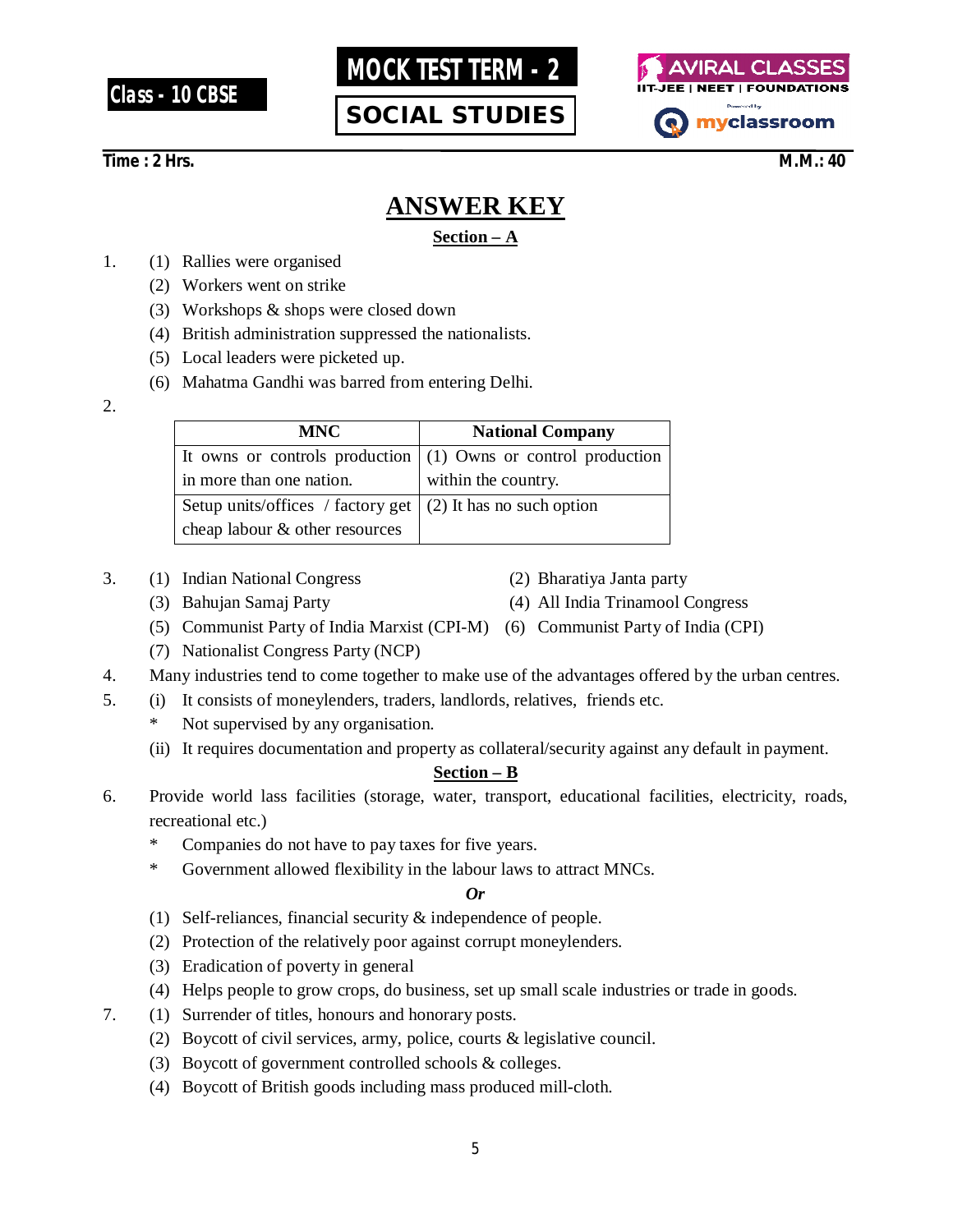Class - 10 CBSE

# MOCK TEST TERM - 2

## SOCIAL STUDIES

AVIRAL CLASSES
IIT-JEE | NEET | FOUNDATIONS
Powered by myclassroom

**Time : 2 Hrs.** **M.M.: 40**

# ANSWER KEY

## Section – A

1. (1) Rallies were organised
   (2) Workers went on strike
   (3) Workshops & shops were closed down
   (4) British administration suppressed the nationalists.
   (5) Local leaders were picketed up.
   (6) Mahatma Gandhi was barred from entering Delhi.

2.

| MNC | National Company |
|---|---|
| It owns or controls production in more than one nation. | (1) Owns or control production within the country. |
| Setup units/offices / factory get cheap labour & other resources | (2) It has no such option |

3. (1) Indian National Congress (2) Bharatiya Janta party
   (3) Bahujan Samaj Party (4) All India Trinamool Congress
   (5) Communist Party of India Marxist (CPI-M) (6) Communist Party of India (CPI)
   (7) Nationalist Congress Party (NCP)

4. Many industries tend to come together to make use of the advantages offered by the urban centres.

5. (i) It consists of moneylenders, traders, landlords, relatives, friends etc.
   * Not supervised by any organisation.
   
   (ii) It requires documentation and property as collateral/security against any default in payment.

## Section – B

6. Provide world lass facilities (storage, water, transport, educational facilities, electricity, roads, recreational etc.)
   * Companies do not have to pay taxes for five years.
   * Government allowed flexibility in the labour laws to attract MNCs.

   ***Or***

   (1) Self-reliances, financial security & independence of people.
   (2) Protection of the relatively poor against corrupt moneylenders.
   (3) Eradication of poverty in general
   (4) Helps people to grow crops, do business, set up small scale industries or trade in goods.

7. (1) Surrender of titles, honours and honorary posts.
   (2) Boycott of civil services, army, police, courts & legislative council.
   (3) Boycott of government controlled schools & colleges.
   (4) Boycott of British goods including mass produced mill-cloth.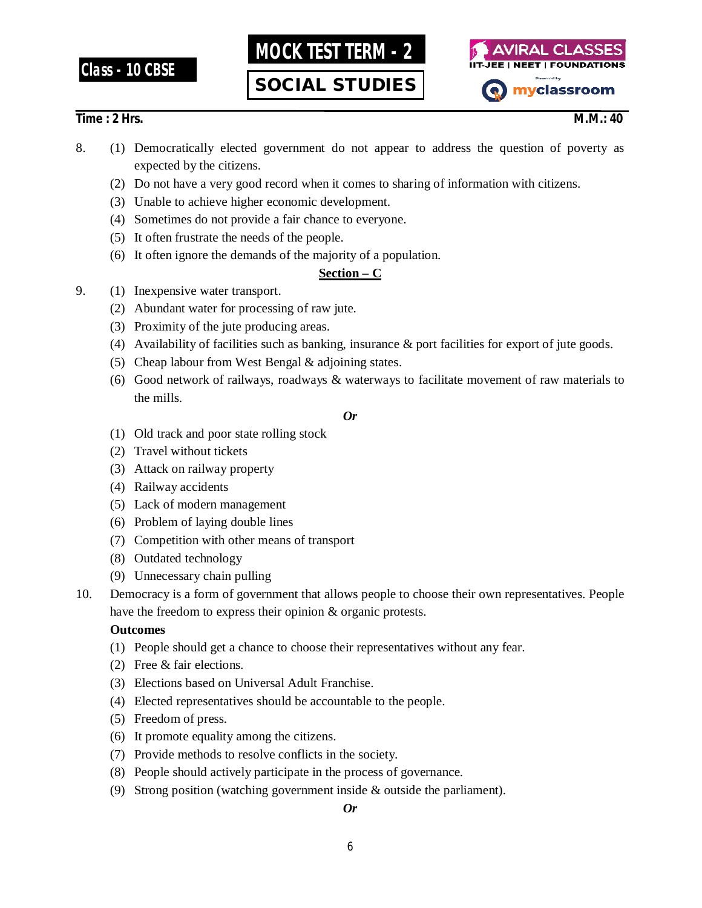8. (1) Democratically elected government do not appear to address the question of poverty as expected by the citizens.
   (2) Do not have a very good record when it comes to sharing of information with citizens.
   (3) Unable to achieve higher economic development.
   (4) Sometimes do not provide a fair chance to everyone.
   (5) It often frustrate the needs of the people.
   (6) It often ignore the demands of the majority of a population.

## Section – C

9. (1) Inexpensive water transport.
   (2) Abundant water for processing of raw jute.
   (3) Proximity of the jute producing areas.
   (4) Availability of facilities such as banking, insurance & port facilities for export of jute goods.
   (5) Cheap labour from West Bengal & adjoining states.
   (6) Good network of railways, roadways & waterways to facilitate movement of raw materials to the mills.

*Or*

   (1) Old track and poor state rolling stock
   (2) Travel without tickets
   (3) Attack on railway property
   (4) Railway accidents
   (5) Lack of modern management
   (6) Problem of laying double lines
   (7) Competition with other means of transport
   (8) Outdated technology
   (9) Unnecessary chain pulling

10. Democracy is a form of government that allows people to choose their own representatives. People have the freedom to express their opinion & organic protests.

**Outcomes**

   (1) People should get a chance to choose their representatives without any fear.
   (2) Free & fair elections.
   (3) Elections based on Universal Adult Franchise.
   (4) Elected representatives should be accountable to the people.
   (5) Freedom of press.
   (6) It promote equality among the citizens.
   (7) Provide methods to resolve conflicts in the society.
   (8) People should actively participate in the process of governance.
   (9) Strong position (watching government inside & outside the parliament).

*Or*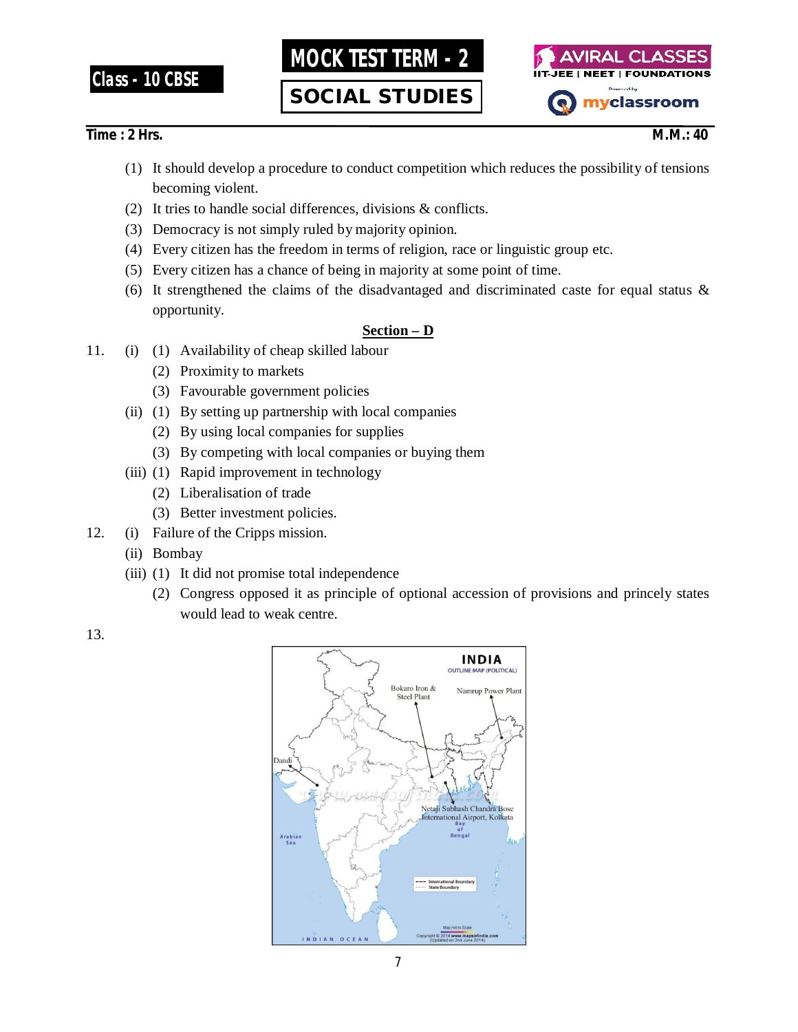(1) It should develop a procedure to conduct competition which reduces the possibility of tensions becoming violent.

(2) It tries to handle social differences, divisions & conflicts.

(3) Democracy is not simply ruled by majority opinion.

(4) Every citizen has the freedom in terms of religion, race or linguistic group etc.

(5) Every citizen has a chance of being in majority at some point of time.

(6) It strengthened the claims of the disadvantaged and discriminated caste for equal status & opportunity.

## Section – D

11. (i) (1) Availability of cheap skilled labour
    (2) Proximity to markets
    (3) Favourable government policies

    (ii) (1) By setting up partnership with local companies
    (2) By using local companies for supplies
    (3) By competing with local companies or buying them

    (iii) (1) Rapid improvement in technology
    (2) Liberalisation of trade
    (3) Better investment policies.

12. (i) Failure of the Cripps mission.

    (ii) Bombay

    (iii) (1) It did not promise total independence
    (2) Congress opposed it as principle of optional accession of provisions and princely states would lead to weak centre.

13.

INDIA
OUTLINE MAP (POLITICAL)
Bokaro Iron & Steel Plant
Namrup Power Plant
Dandi
Netaji Subhash Chandra Bose International Airport, Kolkata
Arabian Sea
Bay of Bengal
INDIAN OCEAN
International Boundary
State Boundary
Map not to Scale
Copyright © 2014 www.mapsofindia.com
(Updated on 2nd June 2014)